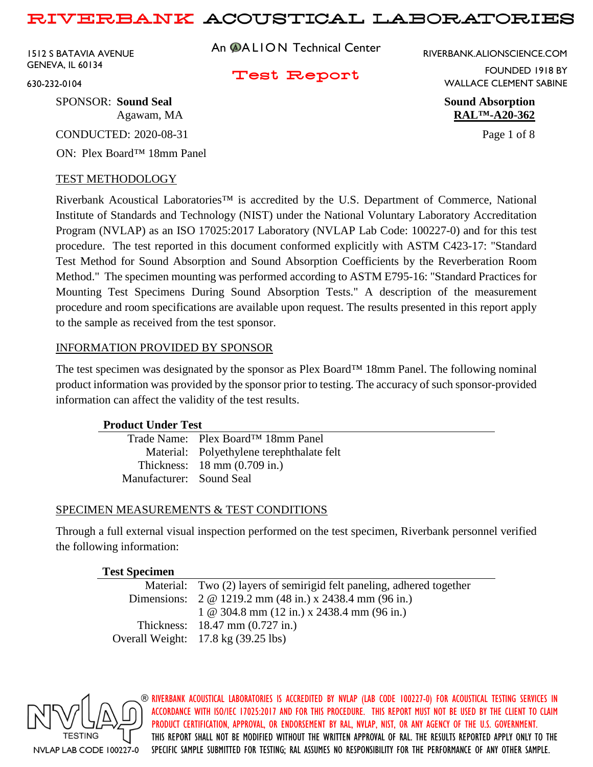# RIVERBANK ACOUSTICAL LABORATORIES

1512 S BATAVIA AVENUE
GENEVA, IL 60134
630-232-0104

An ALION Technical Center

**Test Report**

RIVERBANK.ALIONSCIENCE.COM
FOUNDED 1918 BY
WALLACE CLEMENT SABINE

SPONSOR: **Sound Seal**
Agawam, MA

**Sound Absorption**
**RAL™-A20-362**

CONDUCTED: 2020-08-31

ON: Plex Board™ 18mm Panel

## TEST METHODOLOGY

Riverbank Acoustical Laboratories™ is accredited by the U.S. Department of Commerce, National Institute of Standards and Technology (NIST) under the National Voluntary Laboratory Accreditation Program (NVLAP) as an ISO 17025:2017 Laboratory (NVLAP Lab Code: 100227-0) and for this test procedure. The test reported in this document conformed explicitly with ASTM C423-17: "Standard Test Method for Sound Absorption and Sound Absorption Coefficients by the Reverberation Room Method." The specimen mounting was performed according to ASTM E795-16: "Standard Practices for Mounting Test Specimens During Sound Absorption Tests." A description of the measurement procedure and room specifications are available upon request. The results presented in this report apply to the sample as received from the test sponsor.

## INFORMATION PROVIDED BY SPONSOR

The test specimen was designated by the sponsor as Plex Board™ 18mm Panel. The following nominal product information was provided by the sponsor prior to testing. The accuracy of such sponsor-provided information can affect the validity of the test results.

| **Product Under Test** | |
|---|---|
| Trade Name: | Plex Board™ 18mm Panel |
| Material: | Polyethylene terephthalate felt |
| Thickness: | 18 mm (0.709 in.) |
| Manufacturer: | Sound Seal |

## SPECIMEN MEASUREMENTS & TEST CONDITIONS

Through a full external visual inspection performed on the test specimen, Riverbank personnel verified the following information:

| **Test Specimen** | |
|---|---|
| Material: | Two (2) layers of semirigid felt paneling, adhered together |
| Dimensions: | 2 @ 1219.2 mm (48 in.) x 2438.4 mm (96 in.) |
| | 1 @ 304.8 mm (12 in.) x 2438.4 mm (96 in.) |
| Thickness: | 18.47 mm (0.727 in.) |
| Overall Weight: | 17.8 kg (39.25 lbs) |

NVLAP® TESTING
NVLAP LAB CODE 100227-0

RIVERBANK ACOUSTICAL LABORATORIES IS ACCREDITED BY NVLAP (LAB CODE 100227-0) FOR ACOUSTICAL TESTING SERVICES IN ACCORDANCE WITH ISO/IEC 17025:2017 AND FOR THIS PROCEDURE. THIS REPORT MUST NOT BE USED BY THE CLIENT TO CLAIM PRODUCT CERTIFICATION, APPROVAL, OR ENDORSEMENT BY RAL, NVLAP, NIST, OR ANY AGENCY OF THE U.S. GOVERNMENT. THIS REPORT SHALL NOT BE MODIFIED WITHOUT THE WRITTEN APPROVAL OF RAL. THE RESULTS REPORTED APPLY ONLY TO THE SPECIFIC SAMPLE SUBMITTED FOR TESTING; RAL ASSUMES NO RESPONSIBILITY FOR THE PERFORMANCE OF ANY OTHER SAMPLE.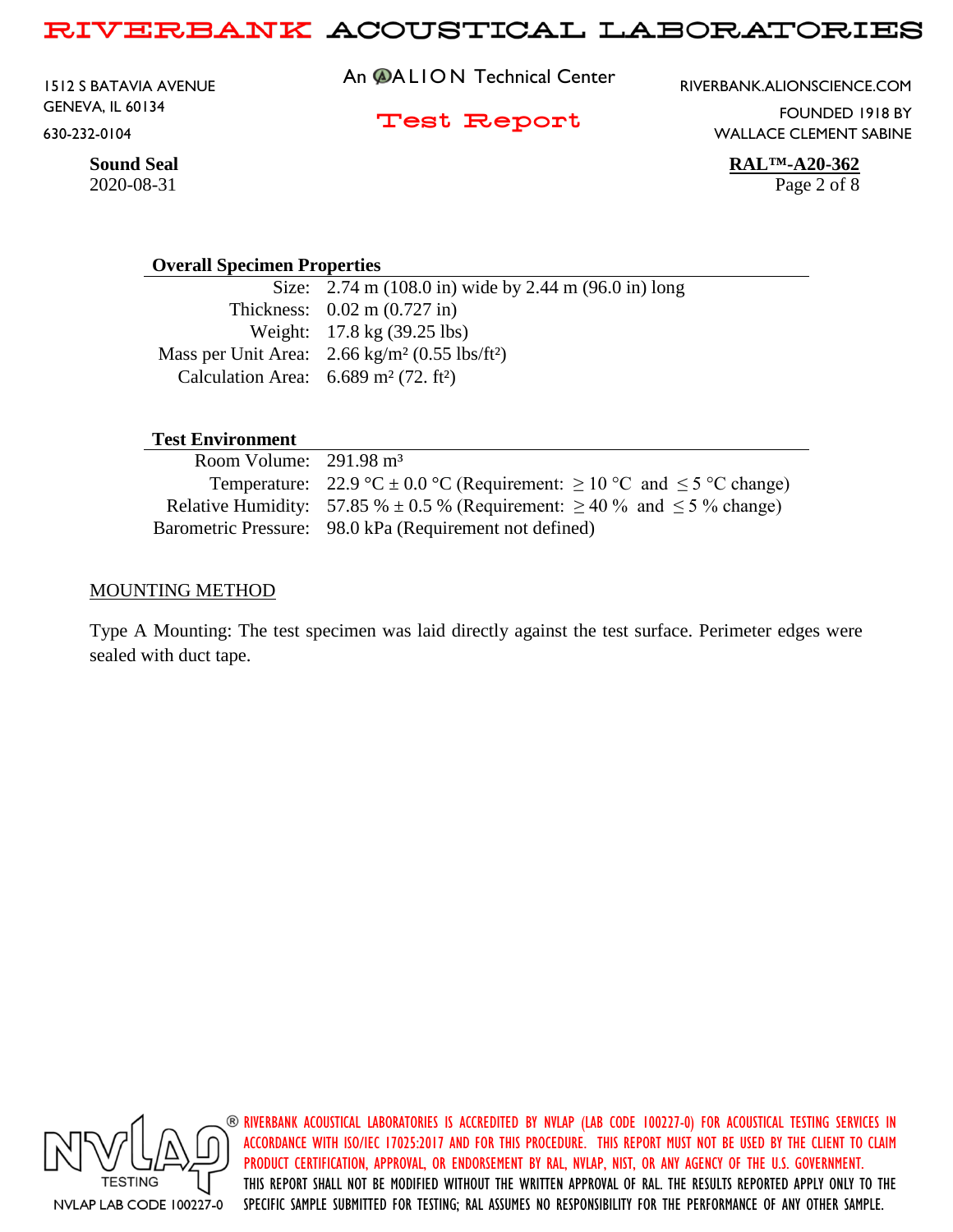## Overall Specimen Properties

| | |
|---|---|
| Size: | 2.74 m (108.0 in) wide by 2.44 m (96.0 in) long |
| Thickness: | 0.02 m (0.727 in) |
| Weight: | 17.8 kg (39.25 lbs) |
| Mass per Unit Area: | 2.66 kg/m² (0.55 lbs/ft²) |
| Calculation Area: | 6.689 m² (72. ft²) |

## Test Environment

| | |
|---|---|
| Room Volume: | 291.98 m³ |
| Temperature: | 22.9 °C ± 0.0 °C (Requirement: ≥ 10 °C and ≤ 5 °C change) |
| Relative Humidity: | 57.85 % ± 0.5 % (Requirement: ≥ 40 % and ≤ 5 % change) |
| Barometric Pressure: | 98.0 kPa (Requirement not defined) |

## MOUNTING METHOD

Type A Mounting: The test specimen was laid directly against the test surface. Perimeter edges were sealed with duct tape.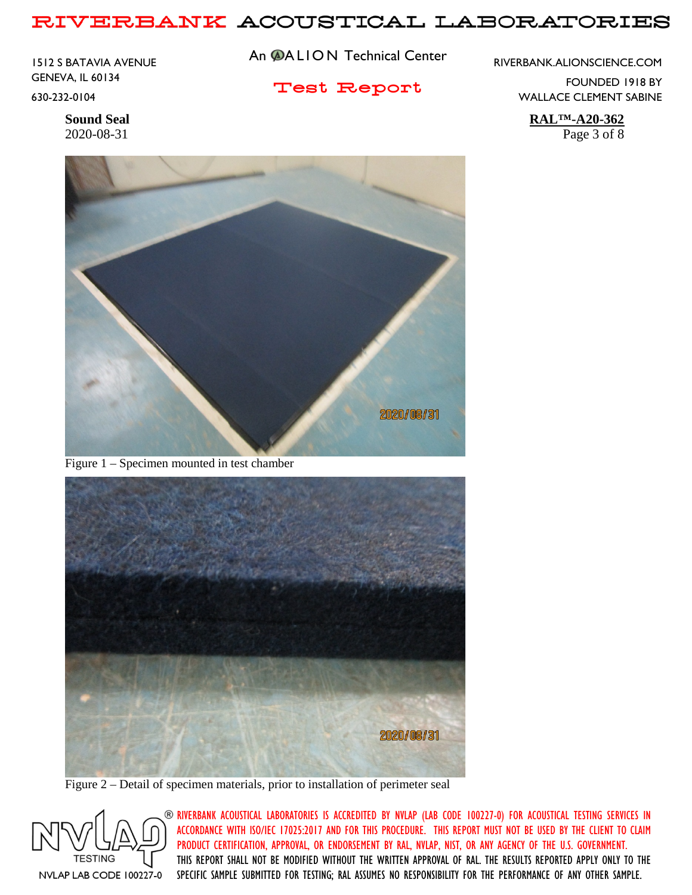Figure 1 – Specimen mounted in test chamber

Figure 2 – Detail of specimen materials, prior to installation of perimeter seal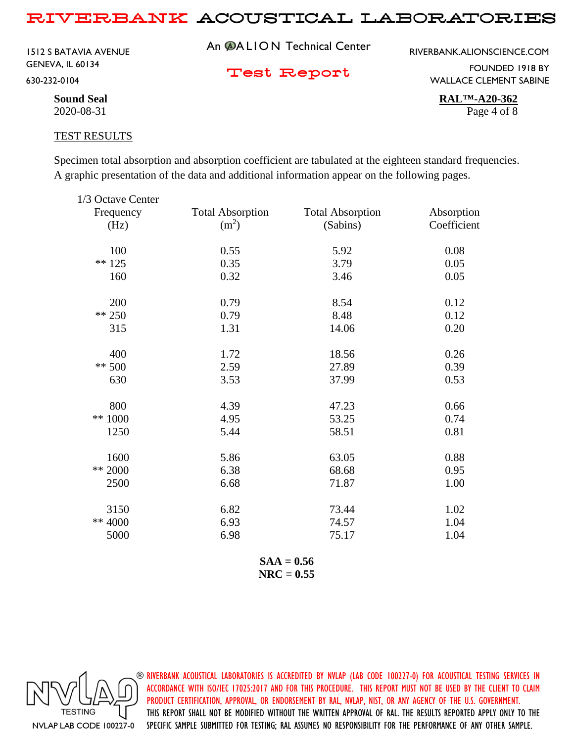**Sound Seal**
2020-08-31

**RAL™-A20-362**

## TEST RESULTS

Specimen total absorption and absorption coefficient are tabulated at the eighteen standard frequencies. A graphic presentation of the data and additional information appear on the following pages.

| 1/3 Octave Center Frequency (Hz) | Total Absorption ($m^2$) | Total Absorption (Sabins) | Absorption Coefficient |
|---|---|---|---|
| 100 | 0.55 | 5.92 | 0.08 |
| ** 125 | 0.35 | 3.79 | 0.05 |
| 160 | 0.32 | 3.46 | 0.05 |
| 200 | 0.79 | 8.54 | 0.12 |
| ** 250 | 0.79 | 8.48 | 0.12 |
| 315 | 1.31 | 14.06 | 0.20 |
| 400 | 1.72 | 18.56 | 0.26 |
| ** 500 | 2.59 | 27.89 | 0.39 |
| 630 | 3.53 | 37.99 | 0.53 |
| 800 | 4.39 | 47.23 | 0.66 |
| ** 1000 | 4.95 | 53.25 | 0.74 |
| 1250 | 5.44 | 58.51 | 0.81 |
| 1600 | 5.86 | 63.05 | 0.88 |
| ** 2000 | 6.38 | 68.68 | 0.95 |
| 2500 | 6.68 | 71.87 | 1.00 |
| 3150 | 6.82 | 73.44 | 1.02 |
| ** 4000 | 6.93 | 74.57 | 1.04 |
| 5000 | 6.98 | 75.17 | 1.04 |

**SAA = 0.56**
**NRC = 0.55**

NVLAP® TESTING
NVLAP LAB CODE 100227-0

RIVERBANK ACOUSTICAL LABORATORIES IS ACCREDITED BY NVLAP (LAB CODE 100227-0) FOR ACOUSTICAL TESTING SERVICES IN ACCORDANCE WITH ISO/IEC 17025:2017 AND FOR THIS PROCEDURE. THIS REPORT MUST NOT BE USED BY THE CLIENT TO CLAIM PRODUCT CERTIFICATION, APPROVAL, OR ENDORSEMENT BY RAL, NVLAP, NIST, OR ANY AGENCY OF THE U.S. GOVERNMENT. THIS REPORT SHALL NOT BE MODIFIED WITHOUT THE WRITTEN APPROVAL OF RAL. THE RESULTS REPORTED APPLY ONLY TO THE SPECIFIC SAMPLE SUBMITTED FOR TESTING; RAL ASSUMES NO RESPONSIBILITY FOR THE PERFORMANCE OF ANY OTHER SAMPLE.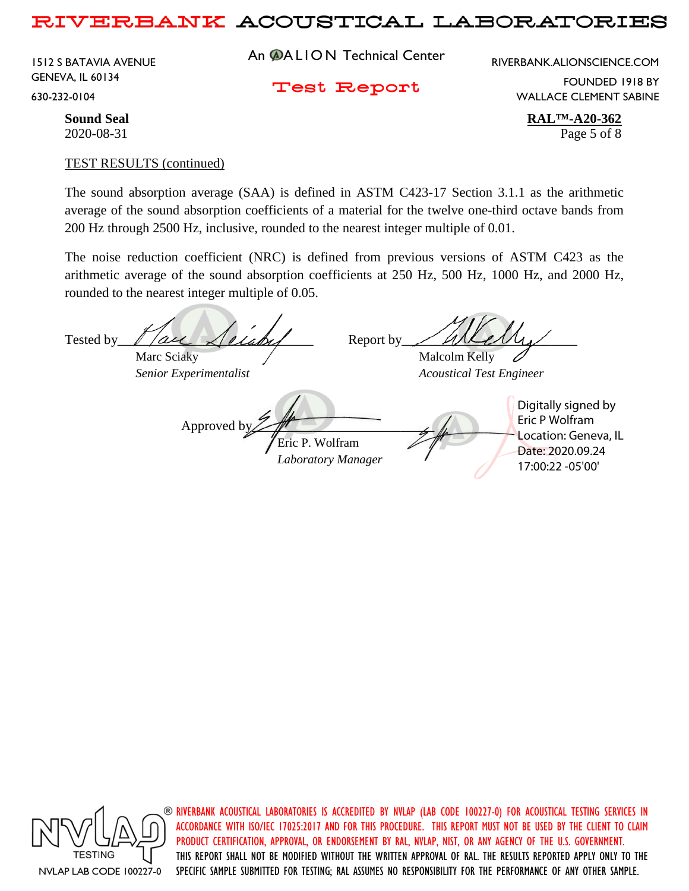TEST RESULTS (continued)

The sound absorption average (SAA) is defined in ASTM C423-17 Section 3.1.1 as the arithmetic average of the sound absorption coefficients of a material for the twelve one-third octave bands from 200 Hz through 2500 Hz, inclusive, rounded to the nearest integer multiple of 0.01.

The noise reduction coefficient (NRC) is defined from previous versions of ASTM C423 as the arithmetic average of the sound absorption coefficients at 250 Hz, 500 Hz, 1000 Hz, and 2000 Hz, rounded to the nearest integer multiple of 0.05.

Tested by ______________________
Marc Sciaky
*Senior Experimentalist*

Report by ______________________
Malcolm Kelly
*Acoustical Test Engineer*

Approved by ______________________
Eric P. Wolfram
*Laboratory Manager*

Digitally signed by Eric P Wolfram
Location: Geneva, IL
Date: 2020.09.24 17:00:22 -05'00'

NVLAP LAB CODE 100227-0

RIVERBANK ACOUSTICAL LABORATORIES IS ACCREDITED BY NVLAP (LAB CODE 100227-0) FOR ACOUSTICAL TESTING SERVICES IN ACCORDANCE WITH ISO/IEC 17025:2017 AND FOR THIS PROCEDURE. THIS REPORT MUST NOT BE USED BY THE CLIENT TO CLAIM PRODUCT CERTIFICATION, APPROVAL, OR ENDORSEMENT BY RAL, NVLAP, NIST, OR ANY AGENCY OF THE U.S. GOVERNMENT. THIS REPORT SHALL NOT BE MODIFIED WITHOUT THE WRITTEN APPROVAL OF RAL. THE RESULTS REPORTED APPLY ONLY TO THE SPECIFIC SAMPLE SUBMITTED FOR TESTING; RAL ASSUMES NO RESPONSIBILITY FOR THE PERFORMANCE OF ANY OTHER SAMPLE.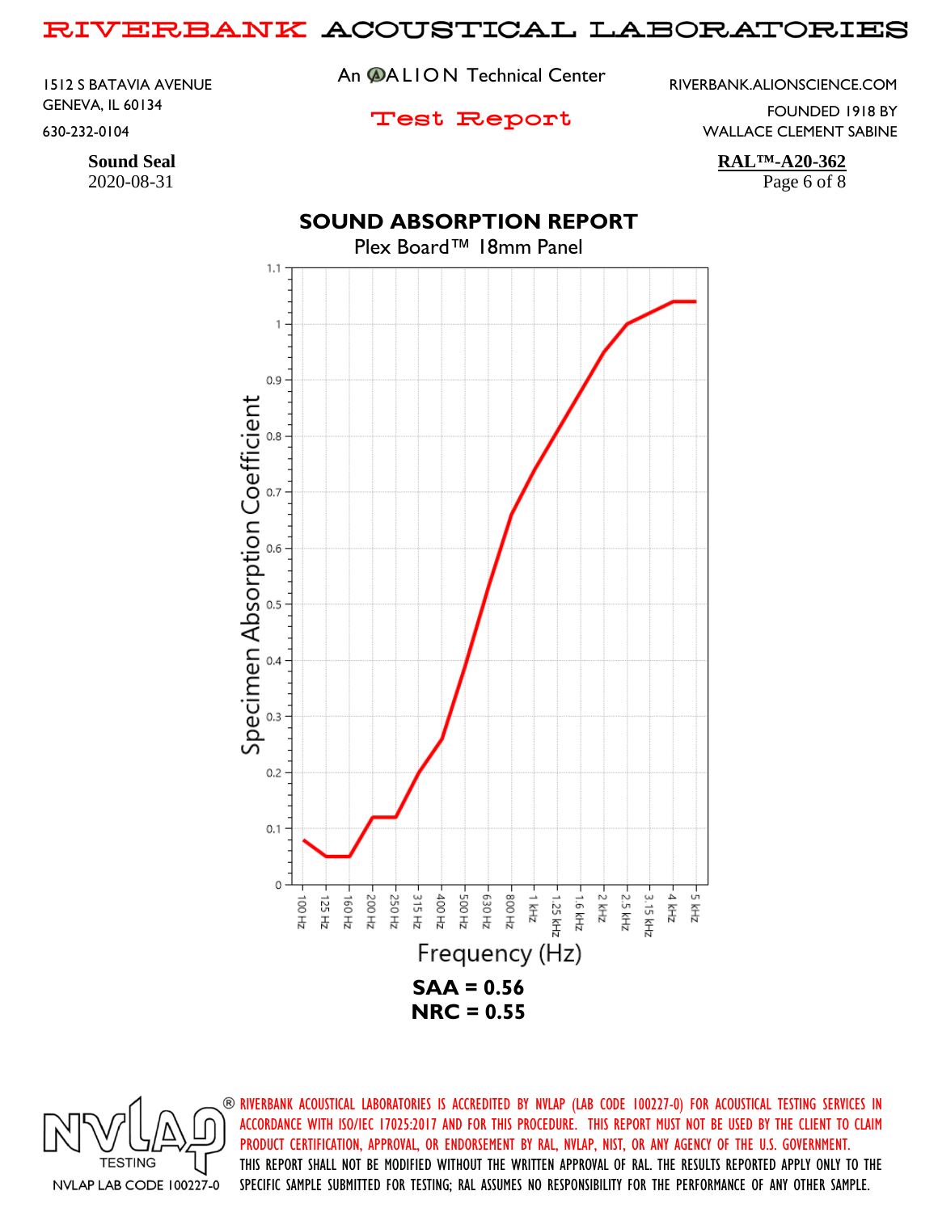**Sound Seal**
2020-08-31

**RAL™-A20-362**

## SOUND ABSORPTION REPORT

Plex Board™ 18mm Panel

**SAA = 0.56**
**NRC = 0.55**

RIVERBANK ACOUSTICAL LABORATORIES IS ACCREDITED BY NVLAP (LAB CODE 100227-0) FOR ACOUSTICAL TESTING SERVICES IN ACCORDANCE WITH ISO/IEC 17025:2017 AND FOR THIS PROCEDURE. THIS REPORT MUST NOT BE USED BY THE CLIENT TO CLAIM PRODUCT CERTIFICATION, APPROVAL, OR ENDORSEMENT BY RAL, NVLAP, NIST, OR ANY AGENCY OF THE U.S. GOVERNMENT. THIS REPORT SHALL NOT BE MODIFIED WITHOUT THE WRITTEN APPROVAL OF RAL. THE RESULTS REPORTED APPLY ONLY TO THE SPECIFIC SAMPLE SUBMITTED FOR TESTING; RAL ASSUMES NO RESPONSIBILITY FOR THE PERFORMANCE OF ANY OTHER SAMPLE.

NVLAP LAB CODE 100227-0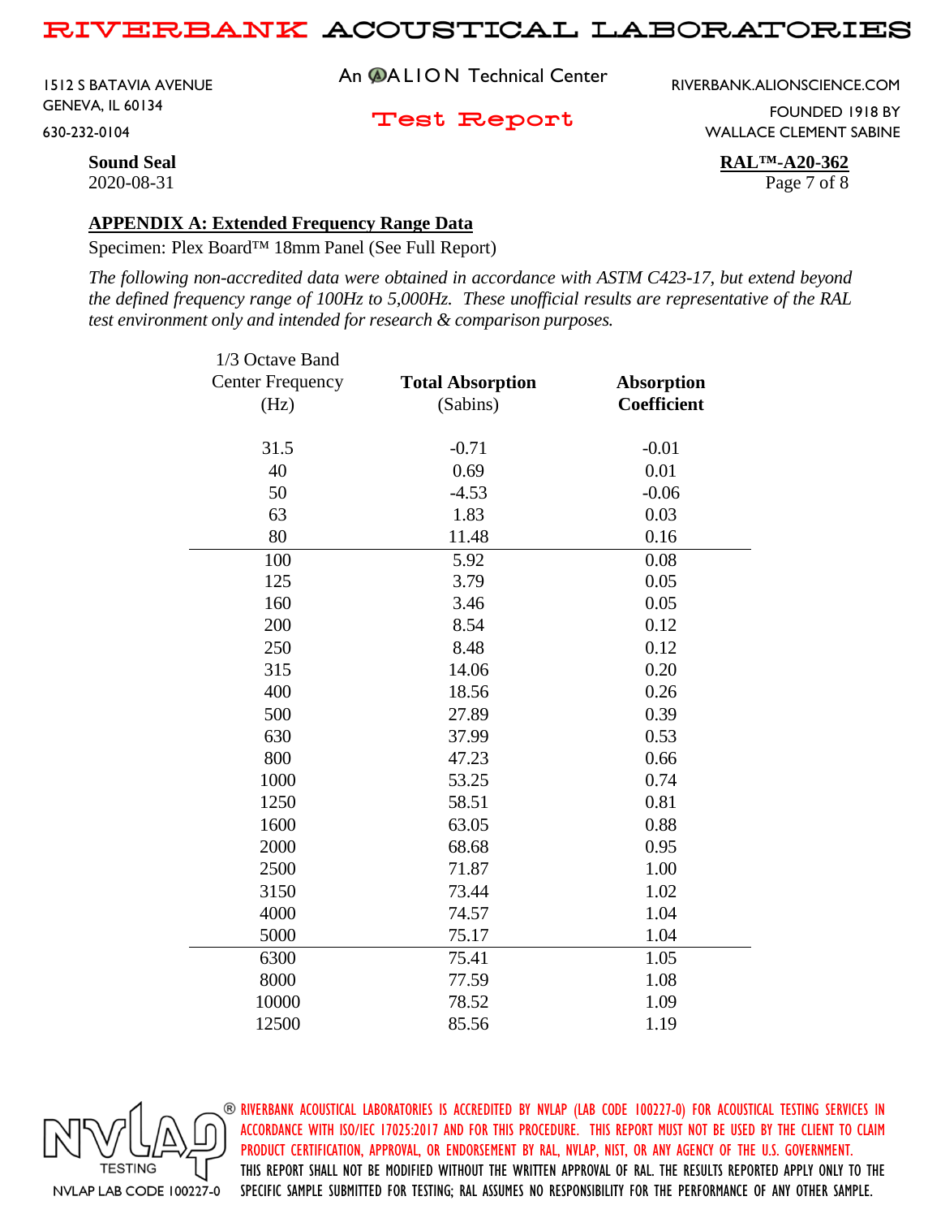**Sound Seal**
2020-08-31

**RAL™-A20-362**

## APPENDIX A: Extended Frequency Range Data

Specimen: Plex Board™ 18mm Panel (See Full Report)

*The following non-accredited data were obtained in accordance with ASTM C423-17, but extend beyond the defined frequency range of 100Hz to 5,000Hz. These unofficial results are representative of the RAL test environment only and intended for research & comparison purposes.*

| 1/3 Octave Band Center Frequency (Hz) | **Total Absorption** (Sabins) | **Absorption Coefficient** |
|---|---|---|
| 31.5 | -0.71 | -0.01 |
| 40 | 0.69 | 0.01 |
| 50 | -4.53 | -0.06 |
| 63 | 1.83 | 0.03 |
| 80 | 11.48 | 0.16 |
| 100 | 5.92 | 0.08 |
| 125 | 3.79 | 0.05 |
| 160 | 3.46 | 0.05 |
| 200 | 8.54 | 0.12 |
| 250 | 8.48 | 0.12 |
| 315 | 14.06 | 0.20 |
| 400 | 18.56 | 0.26 |
| 500 | 27.89 | 0.39 |
| 630 | 37.99 | 0.53 |
| 800 | 47.23 | 0.66 |
| 1000 | 53.25 | 0.74 |
| 1250 | 58.51 | 0.81 |
| 1600 | 63.05 | 0.88 |
| 2000 | 68.68 | 0.95 |
| 2500 | 71.87 | 1.00 |
| 3150 | 73.44 | 1.02 |
| 4000 | 74.57 | 1.04 |
| 5000 | 75.17 | 1.04 |
| 6300 | 75.41 | 1.05 |
| 8000 | 77.59 | 1.08 |
| 10000 | 78.52 | 1.09 |
| 12500 | 85.56 | 1.19 |

NVLAP LAB CODE 100227-0

RIVERBANK ACOUSTICAL LABORATORIES IS ACCREDITED BY NVLAP (LAB CODE 100227-0) FOR ACOUSTICAL TESTING SERVICES IN ACCORDANCE WITH ISO/IEC 17025:2017 AND FOR THIS PROCEDURE. THIS REPORT MUST NOT BE USED BY THE CLIENT TO CLAIM PRODUCT CERTIFICATION, APPROVAL, OR ENDORSEMENT BY RAL, NVLAP, NIST, OR ANY AGENCY OF THE U.S. GOVERNMENT. THIS REPORT SHALL NOT BE MODIFIED WITHOUT THE WRITTEN APPROVAL OF RAL. THE RESULTS REPORTED APPLY ONLY TO THE SPECIFIC SAMPLE SUBMITTED FOR TESTING; RAL ASSUMES NO RESPONSIBILITY FOR THE PERFORMANCE OF ANY OTHER SAMPLE.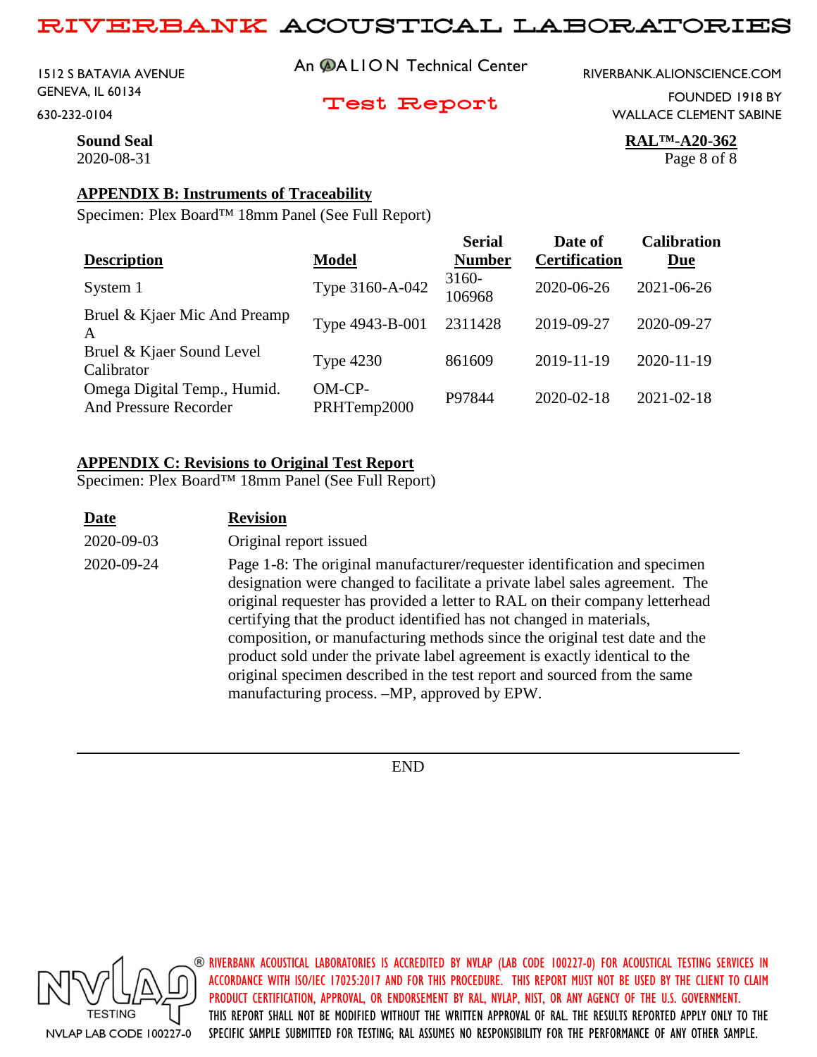Sound Seal
2020-08-31

RAL™-A20-362

## APPENDIX B: Instruments of Traceability

Specimen: Plex Board™ 18mm Panel (See Full Report)

| Description | Model | Serial Number | Date of Certification | Calibration Due |
|---|---|---|---|---|
| System 1 | Type 3160-A-042 | 3160-106968 | 2020-06-26 | 2021-06-26 |
| Bruel & Kjaer Mic And Preamp A | Type 4943-B-001 | 2311428 | 2019-09-27 | 2020-09-27 |
| Bruel & Kjaer Sound Level Calibrator | Type 4230 | 861609 | 2019-11-19 | 2020-11-19 |
| Omega Digital Temp., Humid. And Pressure Recorder | OM-CP-PRHTemp2000 | P97844 | 2020-02-18 | 2021-02-18 |

## APPENDIX C: Revisions to Original Test Report

Specimen: Plex Board™ 18mm Panel (See Full Report)

| Date | Revision |
|---|---|
| 2020-09-03 | Original report issued |
| 2020-09-24 | Page 1-8: The original manufacturer/requester identification and specimen designation were changed to facilitate a private label sales agreement. The original requester has provided a letter to RAL on their company letterhead certifying that the product identified has not changed in materials, composition, or manufacturing methods since the original test date and the product sold under the private label agreement is exactly identical to the original specimen described in the test report and sourced from the same manufacturing process. –MP, approved by EPW. |

---

END